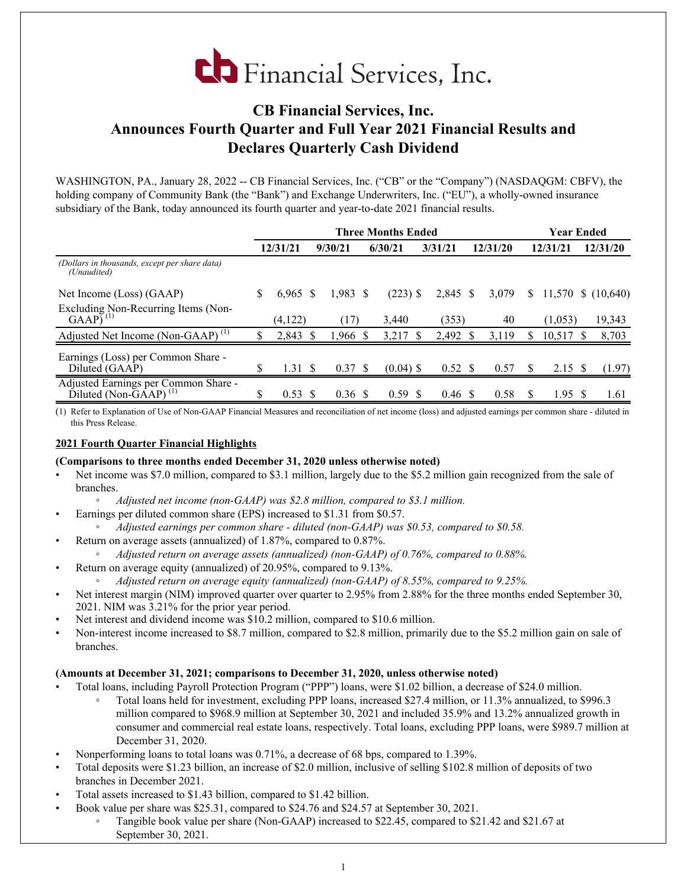# CB Financial Services, Inc.

## CB Financial Services, Inc. Announces Fourth Quarter and Full Year 2021 Financial Results and Declares Quarterly Cash Dividend

WASHINGTON, PA., January 28, 2022 -- CB Financial Services, Inc. ("CB" or the "Company") (NASDAQGM: CBFV), the holding company of Community Bank (the "Bank") and Exchange Underwriters, Inc. ("EU"), a wholly-owned insurance subsidiary of the Bank, today announced its fourth quarter and year-to-date 2021 financial results.

| | Three Months Ended | | | | | Year Ended | |
|---|---|---|---|---|---|---|---|
| | 12/31/21 | 9/30/21 | 6/30/21 | 3/31/21 | 12/31/20 | 12/31/21 | 12/31/20 |
| *(Dollars in thousands, except per share data) (Unaudited)* | | | | | | | |
| Net Income (Loss) (GAAP) | $ 6,965 | $ 1,983 | $ (223) | $ 2,845 | $ 3,079 | $ 11,570 | $ (10,640) |
| Excluding Non-Recurring Items (Non-GAAP) (1) | (4,122) | (17) | 3,440 | (353) | 40 | (1,053) | 19,343 |
| Adjusted Net Income (Non-GAAP) (1) | $ 2,843 | $ 1,966 | $ 3,217 | $ 2,492 | $ 3,119 | $ 10,517 | $ 8,703 |
| Earnings (Loss) per Common Share - Diluted (GAAP) | $ 1.31 | $ 0.37 | $ (0.04) | $ 0.52 | $ 0.57 | $ 2.15 | $ (1.97) |
| Adjusted Earnings per Common Share - Diluted (Non-GAAP) (1) | $ 0.53 | $ 0.36 | $ 0.59 | $ 0.46 | $ 0.58 | $ 1.95 | $ 1.61 |

(1) Refer to Explanation of Use of Non-GAAP Financial Measures and reconciliation of net income (loss) and adjusted earnings per common share - diluted in this Press Release.

### 2021 Fourth Quarter Financial Highlights

**(Comparisons to three months ended December 31, 2020 unless otherwise noted)**

- Net income was $7.0 million, compared to $3.1 million, largely due to the $5.2 million gain recognized from the sale of branches.
  - *Adjusted net income (non-GAAP) was $2.8 million, compared to $3.1 million.*
- Earnings per diluted common share (EPS) increased to $1.31 from $0.57.
  - *Adjusted earnings per common share - diluted (non-GAAP) was $0.53, compared to $0.58.*
- Return on average assets (annualized) of 1.87%, compared to 0.87%.
  - *Adjusted return on average assets (annualized) (non-GAAP) of 0.76%, compared to 0.88%.*
- Return on average equity (annualized) of 20.95%, compared to 9.13%.
  - *Adjusted return on average equity (annualized) (non-GAAP) of 8.55%, compared to 9.25%.*
- Net interest margin (NIM) improved quarter over quarter to 2.95% from 2.88% for the three months ended September 30, 2021. NIM was 3.21% for the prior year period.
- Net interest and dividend income was $10.2 million, compared to $10.6 million.
- Non-interest income increased to $8.7 million, compared to $2.8 million, primarily due to the $5.2 million gain on sale of branches.

**(Amounts at December 31, 2021; comparisons to December 31, 2020, unless otherwise noted)**

- Total loans, including Payroll Protection Program ("PPP") loans, were $1.02 billion, a decrease of $24.0 million.
  - Total loans held for investment, excluding PPP loans, increased $27.4 million, or 11.3% annualized, to $996.3 million compared to $968.9 million at September 30, 2021 and included 35.9% and 13.2% annualized growth in consumer and commercial real estate loans, respectively. Total loans, excluding PPP loans, were $989.7 million at December 31, 2020.
- Nonperforming loans to total loans was 0.71%, a decrease of 68 bps, compared to 1.39%.
- Total deposits were $1.23 billion, an increase of $2.0 million, inclusive of selling $102.8 million of deposits of two branches in December 2021.
- Total assets increased to $1.43 billion, compared to $1.42 billion.
- Book value per share was $25.31, compared to $24.76 and $24.57 at September 30, 2021.
  - Tangible book value per share (Non-GAAP) increased to $22.45, compared to $21.42 and $21.67 at September 30, 2021.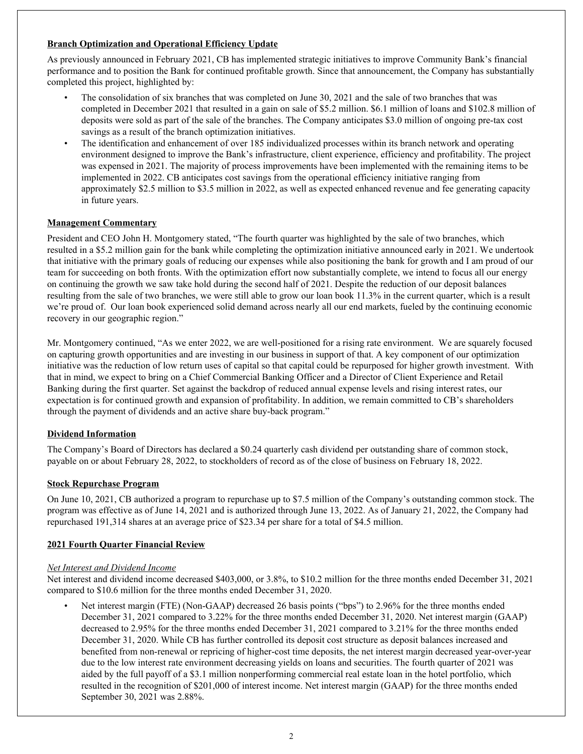## Branch Optimization and Operational Efficiency Update

As previously announced in February 2021, CB has implemented strategic initiatives to improve Community Bank's financial performance and to position the Bank for continued profitable growth. Since that announcement, the Company has substantially completed this project, highlighted by:

- The consolidation of six branches that was completed on June 30, 2021 and the sale of two branches that was completed in December 2021 that resulted in a gain on sale of $5.2 million. $6.1 million of loans and $102.8 million of deposits were sold as part of the sale of the branches. The Company anticipates $3.0 million of ongoing pre-tax cost savings as a result of the branch optimization initiatives.
- The identification and enhancement of over 185 individualized processes within its branch network and operating environment designed to improve the Bank's infrastructure, client experience, efficiency and profitability. The project was expensed in 2021. The majority of process improvements have been implemented with the remaining items to be implemented in 2022. CB anticipates cost savings from the operational efficiency initiative ranging from approximately $2.5 million to $3.5 million in 2022, as well as expected enhanced revenue and fee generating capacity in future years.

## Management Commentary

President and CEO John H. Montgomery stated, "The fourth quarter was highlighted by the sale of two branches, which resulted in a $5.2 million gain for the bank while completing the optimization initiative announced early in 2021. We undertook that initiative with the primary goals of reducing our expenses while also positioning the bank for growth and I am proud of our team for succeeding on both fronts. With the optimization effort now substantially complete, we intend to focus all our energy on continuing the growth we saw take hold during the second half of 2021. Despite the reduction of our deposit balances resulting from the sale of two branches, we were still able to grow our loan book 11.3% in the current quarter, which is a result we're proud of. Our loan book experienced solid demand across nearly all our end markets, fueled by the continuing economic recovery in our geographic region."

Mr. Montgomery continued, "As we enter 2022, we are well-positioned for a rising rate environment. We are squarely focused on capturing growth opportunities and are investing in our business in support of that. A key component of our optimization initiative was the reduction of low return uses of capital so that capital could be repurposed for higher growth investment. With that in mind, we expect to bring on a Chief Commercial Banking Officer and a Director of Client Experience and Retail Banking during the first quarter. Set against the backdrop of reduced annual expense levels and rising interest rates, our expectation is for continued growth and expansion of profitability. In addition, we remain committed to CB's shareholders through the payment of dividends and an active share buy-back program."

## Dividend Information

The Company's Board of Directors has declared a $0.24 quarterly cash dividend per outstanding share of common stock, payable on or about February 28, 2022, to stockholders of record as of the close of business on February 18, 2022.

## Stock Repurchase Program

On June 10, 2021, CB authorized a program to repurchase up to $7.5 million of the Company's outstanding common stock. The program was effective as of June 14, 2021 and is authorized through June 13, 2022. As of January 21, 2022, the Company had repurchased 191,314 shares at an average price of $23.34 per share for a total of $4.5 million.

## 2021 Fourth Quarter Financial Review

### *Net Interest and Dividend Income*

Net interest and dividend income decreased $403,000, or 3.8%, to $10.2 million for the three months ended December 31, 2021 compared to $10.6 million for the three months ended December 31, 2020.

- Net interest margin (FTE) (Non-GAAP) decreased 26 basis points ("bps") to 2.96% for the three months ended December 31, 2021 compared to 3.22% for the three months ended December 31, 2020. Net interest margin (GAAP) decreased to 2.95% for the three months ended December 31, 2021 compared to 3.21% for the three months ended December 31, 2020. While CB has further controlled its deposit cost structure as deposit balances increased and benefited from non-renewal or repricing of higher-cost time deposits, the net interest margin decreased year-over-year due to the low interest rate environment decreasing yields on loans and securities. The fourth quarter of 2021 was aided by the full payoff of a $3.1 million nonperforming commercial real estate loan in the hotel portfolio, which resulted in the recognition of $201,000 of interest income. Net interest margin (GAAP) for the three months ended September 30, 2021 was 2.88%.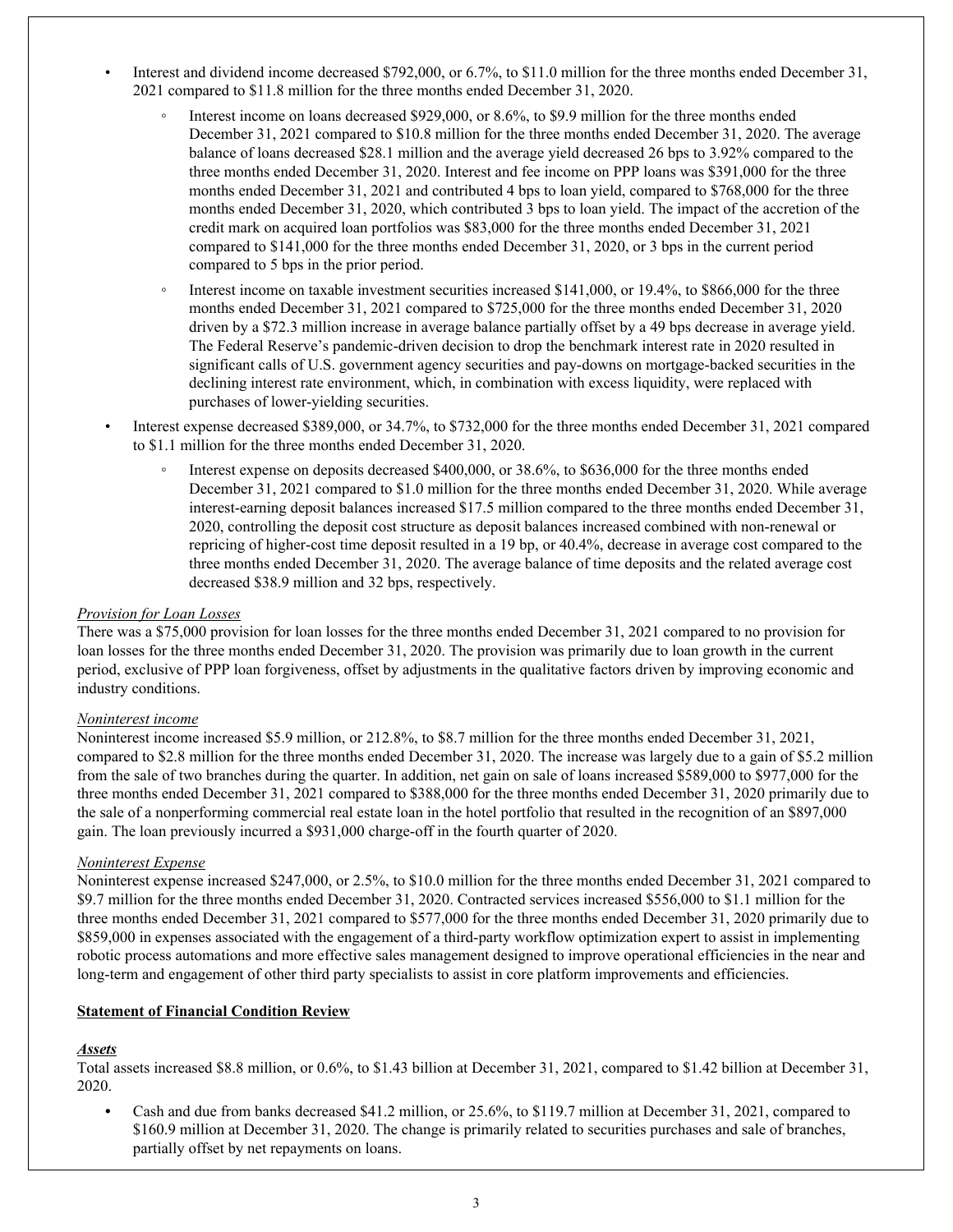- Interest and dividend income decreased $792,000, or 6.7%, to $11.0 million for the three months ended December 31, 2021 compared to $11.8 million for the three months ended December 31, 2020.
    - Interest income on loans decreased $929,000, or 8.6%, to $9.9 million for the three months ended December 31, 2021 compared to $10.8 million for the three months ended December 31, 2020. The average balance of loans decreased $28.1 million and the average yield decreased 26 bps to 3.92% compared to the three months ended December 31, 2020. Interest and fee income on PPP loans was $391,000 for the three months ended December 31, 2021 and contributed 4 bps to loan yield, compared to $768,000 for the three months ended December 31, 2020, which contributed 3 bps to loan yield. The impact of the accretion of the credit mark on acquired loan portfolios was $83,000 for the three months ended December 31, 2021 compared to $141,000 for the three months ended December 31, 2020, or 3 bps in the current period compared to 5 bps in the prior period.
    - Interest income on taxable investment securities increased $141,000, or 19.4%, to $866,000 for the three months ended December 31, 2021 compared to $725,000 for the three months ended December 31, 2020 driven by a $72.3 million increase in average balance partially offset by a 49 bps decrease in average yield. The Federal Reserve's pandemic-driven decision to drop the benchmark interest rate in 2020 resulted in significant calls of U.S. government agency securities and pay-downs on mortgage-backed securities in the declining interest rate environment, which, in combination with excess liquidity, were replaced with purchases of lower-yielding securities.
- Interest expense decreased $389,000, or 34.7%, to $732,000 for the three months ended December 31, 2021 compared to $1.1 million for the three months ended December 31, 2020.
    - Interest expense on deposits decreased $400,000, or 38.6%, to $636,000 for the three months ended December 31, 2021 compared to $1.0 million for the three months ended December 31, 2020. While average interest-earning deposit balances increased $17.5 million compared to the three months ended December 31, 2020, controlling the deposit cost structure as deposit balances increased combined with non-renewal or repricing of higher-cost time deposit resulted in a 19 bp, or 40.4%, decrease in average cost compared to the three months ended December 31, 2020. The average balance of time deposits and the related average cost decreased $38.9 million and 32 bps, respectively.

*Provision for Loan Losses*

There was a $75,000 provision for loan losses for the three months ended December 31, 2021 compared to no provision for loan losses for the three months ended December 31, 2020. The provision was primarily due to loan growth in the current period, exclusive of PPP loan forgiveness, offset by adjustments in the qualitative factors driven by improving economic and industry conditions.

*Noninterest income*

Noninterest income increased $5.9 million, or 212.8%, to $8.7 million for the three months ended December 31, 2021, compared to $2.8 million for the three months ended December 31, 2020. The increase was largely due to a gain of $5.2 million from the sale of two branches during the quarter. In addition, net gain on sale of loans increased $589,000 to $977,000 for the three months ended December 31, 2021 compared to $388,000 for the three months ended December 31, 2020 primarily due to the sale of a nonperforming commercial real estate loan in the hotel portfolio that resulted in the recognition of an $897,000 gain. The loan previously incurred a $931,000 charge-off in the fourth quarter of 2020.

*Noninterest Expense*

Noninterest expense increased $247,000, or 2.5%, to $10.0 million for the three months ended December 31, 2021 compared to $9.7 million for the three months ended December 31, 2020. Contracted services increased $556,000 to $1.1 million for the three months ended December 31, 2021 compared to $577,000 for the three months ended December 31, 2020 primarily due to $859,000 in expenses associated with the engagement of a third-party workflow optimization expert to assist in implementing robotic process automations and more effective sales management designed to improve operational efficiencies in the near and long-term and engagement of other third party specialists to assist in core platform improvements and efficiencies.

**Statement of Financial Condition Review**

***Assets***

Total assets increased $8.8 million, or 0.6%, to $1.43 billion at December 31, 2021, compared to $1.42 billion at December 31, 2020.

- Cash and due from banks decreased $41.2 million, or 25.6%, to $119.7 million at December 31, 2021, compared to $160.9 million at December 31, 2020. The change is primarily related to securities purchases and sale of branches, partially offset by net repayments on loans.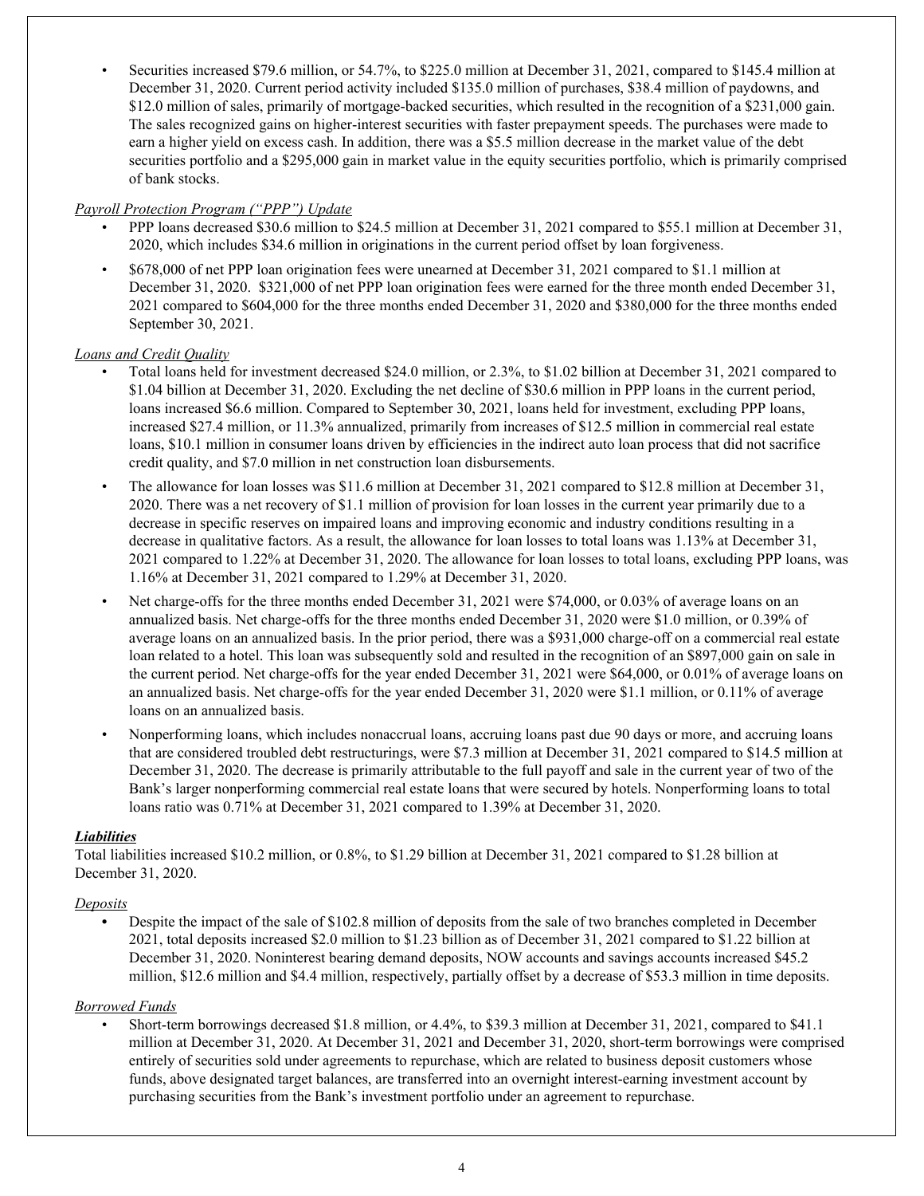- Securities increased $79.6 million, or 54.7%, to $225.0 million at December 31, 2021, compared to $145.4 million at December 31, 2020. Current period activity included $135.0 million of purchases, $38.4 million of paydowns, and $12.0 million of sales, primarily of mortgage-backed securities, which resulted in the recognition of a $231,000 gain. The sales recognized gains on higher-interest securities with faster prepayment speeds. The purchases were made to earn a higher yield on excess cash. In addition, there was a $5.5 million decrease in the market value of the debt securities portfolio and a $295,000 gain in market value in the equity securities portfolio, which is primarily comprised of bank stocks.

*Payroll Protection Program ("PPP") Update*

- PPP loans decreased $30.6 million to $24.5 million at December 31, 2021 compared to $55.1 million at December 31, 2020, which includes $34.6 million in originations in the current period offset by loan forgiveness.
- $678,000 of net PPP loan origination fees were unearned at December 31, 2021 compared to $1.1 million at December 31, 2020. $321,000 of net PPP loan origination fees were earned for the three month ended December 31, 2021 compared to $604,000 for the three months ended December 31, 2020 and $380,000 for the three months ended September 30, 2021.

*Loans and Credit Quality*

- Total loans held for investment decreased $24.0 million, or 2.3%, to $1.02 billion at December 31, 2021 compared to $1.04 billion at December 31, 2020. Excluding the net decline of $30.6 million in PPP loans in the current period, loans increased $6.6 million. Compared to September 30, 2021, loans held for investment, excluding PPP loans, increased $27.4 million, or 11.3% annualized, primarily from increases of $12.5 million in commercial real estate loans, $10.1 million in consumer loans driven by efficiencies in the indirect auto loan process that did not sacrifice credit quality, and $7.0 million in net construction loan disbursements.
- The allowance for loan losses was $11.6 million at December 31, 2021 compared to $12.8 million at December 31, 2020. There was a net recovery of $1.1 million of provision for loan losses in the current year primarily due to a decrease in specific reserves on impaired loans and improving economic and industry conditions resulting in a decrease in qualitative factors. As a result, the allowance for loan losses to total loans was 1.13% at December 31, 2021 compared to 1.22% at December 31, 2020. The allowance for loan losses to total loans, excluding PPP loans, was 1.16% at December 31, 2021 compared to 1.29% at December 31, 2020.
- Net charge-offs for the three months ended December 31, 2021 were $74,000, or 0.03% of average loans on an annualized basis. Net charge-offs for the three months ended December 31, 2020 were $1.0 million, or 0.39% of average loans on an annualized basis. In the prior period, there was a $931,000 charge-off on a commercial real estate loan related to a hotel. This loan was subsequently sold and resulted in the recognition of an $897,000 gain on sale in the current period. Net charge-offs for the year ended December 31, 2021 were $64,000, or 0.01% of average loans on an annualized basis. Net charge-offs for the year ended December 31, 2020 were $1.1 million, or 0.11% of average loans on an annualized basis.
- Nonperforming loans, which includes nonaccrual loans, accruing loans past due 90 days or more, and accruing loans that are considered troubled debt restructurings, were $7.3 million at December 31, 2021 compared to $14.5 million at December 31, 2020. The decrease is primarily attributable to the full payoff and sale in the current year of two of the Bank's larger nonperforming commercial real estate loans that were secured by hotels. Nonperforming loans to total loans ratio was 0.71% at December 31, 2021 compared to 1.39% at December 31, 2020.

***Liabilities***

Total liabilities increased $10.2 million, or 0.8%, to $1.29 billion at December 31, 2021 compared to $1.28 billion at December 31, 2020.

*Deposits*

- Despite the impact of the sale of $102.8 million of deposits from the sale of two branches completed in December 2021, total deposits increased $2.0 million to $1.23 billion as of December 31, 2021 compared to $1.22 billion at December 31, 2020. Noninterest bearing demand deposits, NOW accounts and savings accounts increased $45.2 million, $12.6 million and $4.4 million, respectively, partially offset by a decrease of $53.3 million in time deposits.

*Borrowed Funds*

- Short-term borrowings decreased $1.8 million, or 4.4%, to $39.3 million at December 31, 2021, compared to $41.1 million at December 31, 2020. At December 31, 2021 and December 31, 2020, short-term borrowings were comprised entirely of securities sold under agreements to repurchase, which are related to business deposit customers whose funds, above designated target balances, are transferred into an overnight interest-earning investment account by purchasing securities from the Bank's investment portfolio under an agreement to repurchase.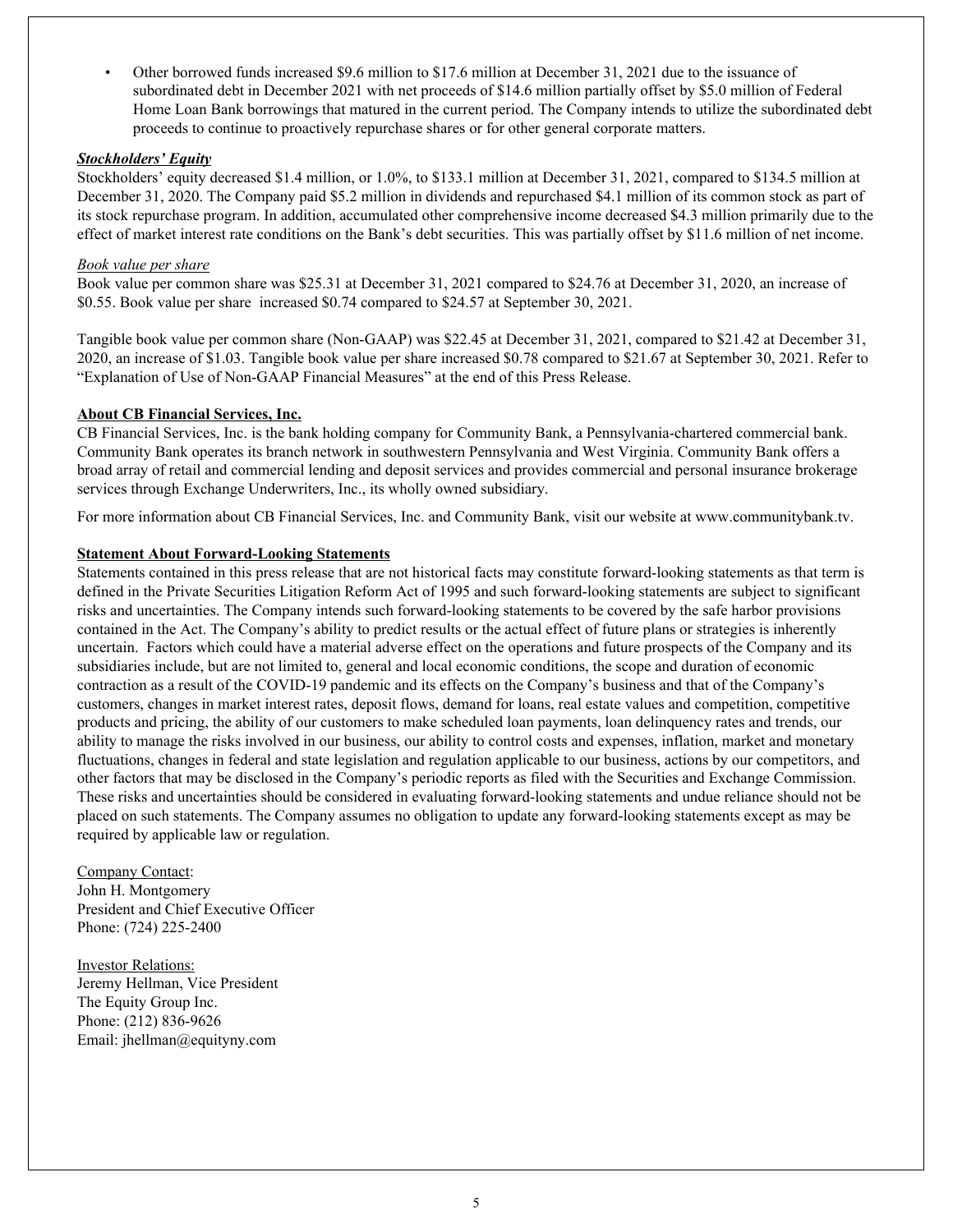- Other borrowed funds increased $9.6 million to $17.6 million at December 31, 2021 due to the issuance of subordinated debt in December 2021 with net proceeds of $14.6 million partially offset by $5.0 million of Federal Home Loan Bank borrowings that matured in the current period. The Company intends to utilize the subordinated debt proceeds to continue to proactively repurchase shares or for other general corporate matters.

***Stockholders' Equity***

Stockholders' equity decreased $1.4 million, or 1.0%, to $133.1 million at December 31, 2021, compared to $134.5 million at December 31, 2020. The Company paid $5.2 million in dividends and repurchased $4.1 million of its common stock as part of its stock repurchase program. In addition, accumulated other comprehensive income decreased $4.3 million primarily due to the effect of market interest rate conditions on the Bank's debt securities. This was partially offset by $11.6 million of net income.

*Book value per share*

Book value per common share was $25.31 at December 31, 2021 compared to $24.76 at December 31, 2020, an increase of $0.55. Book value per share increased $0.74 compared to $24.57 at September 30, 2021.

Tangible book value per common share (Non-GAAP) was $22.45 at December 31, 2021, compared to $21.42 at December 31, 2020, an increase of $1.03. Tangible book value per share increased $0.78 compared to $21.67 at September 30, 2021. Refer to "Explanation of Use of Non-GAAP Financial Measures" at the end of this Press Release.

**About CB Financial Services, Inc.**

CB Financial Services, Inc. is the bank holding company for Community Bank, a Pennsylvania-chartered commercial bank. Community Bank operates its branch network in southwestern Pennsylvania and West Virginia. Community Bank offers a broad array of retail and commercial lending and deposit services and provides commercial and personal insurance brokerage services through Exchange Underwriters, Inc., its wholly owned subsidiary.

For more information about CB Financial Services, Inc. and Community Bank, visit our website at www.communitybank.tv.

**Statement About Forward-Looking Statements**

Statements contained in this press release that are not historical facts may constitute forward-looking statements as that term is defined in the Private Securities Litigation Reform Act of 1995 and such forward-looking statements are subject to significant risks and uncertainties. The Company intends such forward-looking statements to be covered by the safe harbor provisions contained in the Act. The Company's ability to predict results or the actual effect of future plans or strategies is inherently uncertain. Factors which could have a material adverse effect on the operations and future prospects of the Company and its subsidiaries include, but are not limited to, general and local economic conditions, the scope and duration of economic contraction as a result of the COVID-19 pandemic and its effects on the Company's business and that of the Company's customers, changes in market interest rates, deposit flows, demand for loans, real estate values and competition, competitive products and pricing, the ability of our customers to make scheduled loan payments, loan delinquency rates and trends, our ability to manage the risks involved in our business, our ability to control costs and expenses, inflation, market and monetary fluctuations, changes in federal and state legislation and regulation applicable to our business, actions by our competitors, and other factors that may be disclosed in the Company's periodic reports as filed with the Securities and Exchange Commission. These risks and uncertainties should be considered in evaluating forward-looking statements and undue reliance should not be placed on such statements. The Company assumes no obligation to update any forward-looking statements except as may be required by applicable law or regulation.

Company Contact:
John H. Montgomery
President and Chief Executive Officer
Phone: (724) 225-2400

Investor Relations:
Jeremy Hellman, Vice President
The Equity Group Inc.
Phone: (212) 836-9626
Email: jhellman@equityny.com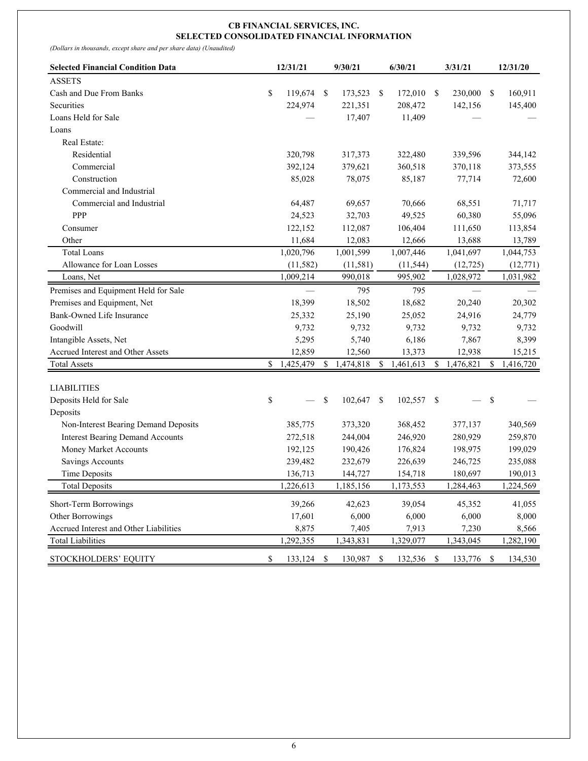**CB FINANCIAL SERVICES, INC.**
**SELECTED CONSOLIDATED FINANCIAL INFORMATION**

*(Dollars in thousands, except share and per share data) (Unaudited)*

| Selected Financial Condition Data | 12/31/21 | 9/30/21 | 6/30/21 | 3/31/21 | 12/31/20 |
|---|---|---|---|---|---|
| ASSETS | | | | | |
| Cash and Due From Banks | $ 119,674 | $ 173,523 | $ 172,010 | $ 230,000 | $ 160,911 |
| Securities | 224,974 | 221,351 | 208,472 | 142,156 | 145,400 |
| Loans Held for Sale | — | 17,407 | 11,409 | — | — |
| Loans | | | | | |
| Real Estate: | | | | | |
| Residential | 320,798 | 317,373 | 322,480 | 339,596 | 344,142 |
| Commercial | 392,124 | 379,621 | 360,518 | 370,118 | 373,555 |
| Construction | 85,028 | 78,075 | 85,187 | 77,714 | 72,600 |
| Commercial and Industrial | | | | | |
| Commercial and Industrial | 64,487 | 69,657 | 70,666 | 68,551 | 71,717 |
| PPP | 24,523 | 32,703 | 49,525 | 60,380 | 55,096 |
| Consumer | 122,152 | 112,087 | 106,404 | 111,650 | 113,854 |
| Other | 11,684 | 12,083 | 12,666 | 13,688 | 13,789 |
| Total Loans | 1,020,796 | 1,001,599 | 1,007,446 | 1,041,697 | 1,044,753 |
| Allowance for Loan Losses | (11,582) | (11,581) | (11,544) | (12,725) | (12,771) |
| Loans, Net | 1,009,214 | 990,018 | 995,902 | 1,028,972 | 1,031,982 |
| Premises and Equipment Held for Sale | — | 795 | 795 | — | — |
| Premises and Equipment, Net | 18,399 | 18,502 | 18,682 | 20,240 | 20,302 |
| Bank-Owned Life Insurance | 25,332 | 25,190 | 25,052 | 24,916 | 24,779 |
| Goodwill | 9,732 | 9,732 | 9,732 | 9,732 | 9,732 |
| Intangible Assets, Net | 5,295 | 5,740 | 6,186 | 7,867 | 8,399 |
| Accrued Interest and Other Assets | 12,859 | 12,560 | 13,373 | 12,938 | 15,215 |
| Total Assets | $ 1,425,479 | $ 1,474,818 | $ 1,461,613 | $ 1,476,821 | $ 1,416,720 |
| LIABILITIES | | | | | |
| Deposits Held for Sale | $ — | $ 102,647 | $ 102,557 | $ — | $ — |
| Deposits | | | | | |
| Non-Interest Bearing Demand Deposits | 385,775 | 373,320 | 368,452 | 377,137 | 340,569 |
| Interest Bearing Demand Accounts | 272,518 | 244,004 | 246,920 | 280,929 | 259,870 |
| Money Market Accounts | 192,125 | 190,426 | 176,824 | 198,975 | 199,029 |
| Savings Accounts | 239,482 | 232,679 | 226,639 | 246,725 | 235,088 |
| Time Deposits | 136,713 | 144,727 | 154,718 | 180,697 | 190,013 |
| Total Deposits | 1,226,613 | 1,185,156 | 1,173,553 | 1,284,463 | 1,224,569 |
| Short-Term Borrowings | 39,266 | 42,623 | 39,054 | 45,352 | 41,055 |
| Other Borrowings | 17,601 | 6,000 | 6,000 | 6,000 | 8,000 |
| Accrued Interest and Other Liabilities | 8,875 | 7,405 | 7,913 | 7,230 | 8,566 |
| Total Liabilities | 1,292,355 | 1,343,831 | 1,329,077 | 1,343,045 | 1,282,190 |
| STOCKHOLDERS' EQUITY | $ 133,124 | $ 130,987 | $ 132,536 | $ 133,776 | $ 134,530 |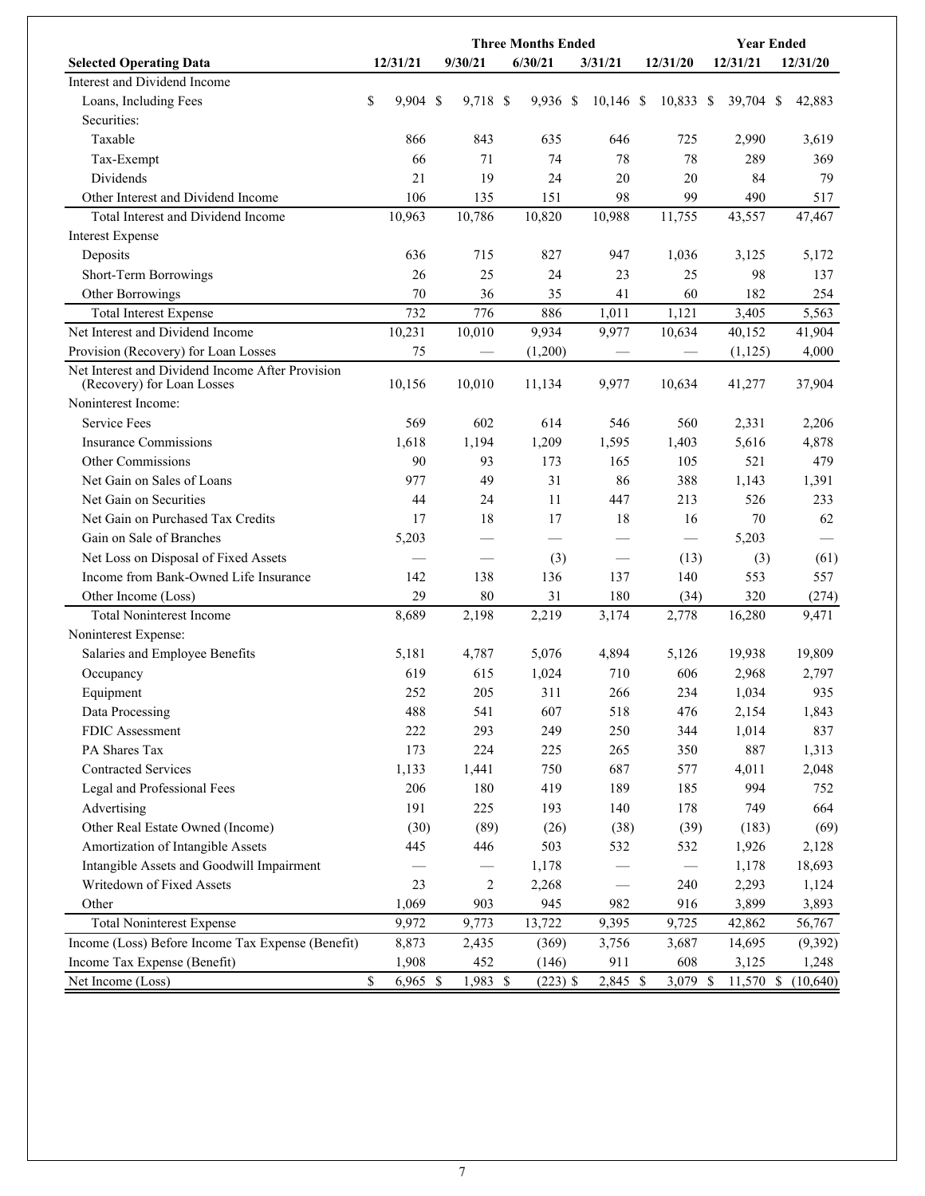| Selected Operating Data | Three Months Ended | | | | | Year Ended | |
|---|---|---|---|---|---|---|---|
| | 12/31/21 | 9/30/21 | 6/30/21 | 3/31/21 | 12/31/20 | 12/31/21 | 12/31/20 |
| Interest and Dividend Income | | | | | | | |
| Loans, Including Fees | $ 9,904 | $ 9,718 | $ 9,936 | $ 10,146 | $ 10,833 | $ 39,704 | $ 42,883 |
| Securities: | | | | | | | |
| Taxable | 866 | 843 | 635 | 646 | 725 | 2,990 | 3,619 |
| Tax-Exempt | 66 | 71 | 74 | 78 | 78 | 289 | 369 |
| Dividends | 21 | 19 | 24 | 20 | 20 | 84 | 79 |
| Other Interest and Dividend Income | 106 | 135 | 151 | 98 | 99 | 490 | 517 |
| Total Interest and Dividend Income | 10,963 | 10,786 | 10,820 | 10,988 | 11,755 | 43,557 | 47,467 |
| Interest Expense | | | | | | | |
| Deposits | 636 | 715 | 827 | 947 | 1,036 | 3,125 | 5,172 |
| Short-Term Borrowings | 26 | 25 | 24 | 23 | 25 | 98 | 137 |
| Other Borrowings | 70 | 36 | 35 | 41 | 60 | 182 | 254 |
| Total Interest Expense | 732 | 776 | 886 | 1,011 | 1,121 | 3,405 | 5,563 |
| Net Interest and Dividend Income | 10,231 | 10,010 | 9,934 | 9,977 | 10,634 | 40,152 | 41,904 |
| Provision (Recovery) for Loan Losses | 75 | — | (1,200) | — | — | (1,125) | 4,000 |
| Net Interest and Dividend Income After Provision (Recovery) for Loan Losses | 10,156 | 10,010 | 11,134 | 9,977 | 10,634 | 41,277 | 37,904 |
| Noninterest Income: | | | | | | | |
| Service Fees | 569 | 602 | 614 | 546 | 560 | 2,331 | 2,206 |
| Insurance Commissions | 1,618 | 1,194 | 1,209 | 1,595 | 1,403 | 5,616 | 4,878 |
| Other Commissions | 90 | 93 | 173 | 165 | 105 | 521 | 479 |
| Net Gain on Sales of Loans | 977 | 49 | 31 | 86 | 388 | 1,143 | 1,391 |
| Net Gain on Securities | 44 | 24 | 11 | 447 | 213 | 526 | 233 |
| Net Gain on Purchased Tax Credits | 17 | 18 | 17 | 18 | 16 | 70 | 62 |
| Gain on Sale of Branches | 5,203 | — | — | — | — | 5,203 | — |
| Net Loss on Disposal of Fixed Assets | — | — | (3) | — | (13) | (3) | (61) |
| Income from Bank-Owned Life Insurance | 142 | 138 | 136 | 137 | 140 | 553 | 557 |
| Other Income (Loss) | 29 | 80 | 31 | 180 | (34) | 320 | (274) |
| Total Noninterest Income | 8,689 | 2,198 | 2,219 | 3,174 | 2,778 | 16,280 | 9,471 |
| Noninterest Expense: | | | | | | | |
| Salaries and Employee Benefits | 5,181 | 4,787 | 5,076 | 4,894 | 5,126 | 19,938 | 19,809 |
| Occupancy | 619 | 615 | 1,024 | 710 | 606 | 2,968 | 2,797 |
| Equipment | 252 | 205 | 311 | 266 | 234 | 1,034 | 935 |
| Data Processing | 488 | 541 | 607 | 518 | 476 | 2,154 | 1,843 |
| FDIC Assessment | 222 | 293 | 249 | 250 | 344 | 1,014 | 837 |
| PA Shares Tax | 173 | 224 | 225 | 265 | 350 | 887 | 1,313 |
| Contracted Services | 1,133 | 1,441 | 750 | 687 | 577 | 4,011 | 2,048 |
| Legal and Professional Fees | 206 | 180 | 419 | 189 | 185 | 994 | 752 |
| Advertising | 191 | 225 | 193 | 140 | 178 | 749 | 664 |
| Other Real Estate Owned (Income) | (30) | (89) | (26) | (38) | (39) | (183) | (69) |
| Amortization of Intangible Assets | 445 | 446 | 503 | 532 | 532 | 1,926 | 2,128 |
| Intangible Assets and Goodwill Impairment | — | — | 1,178 | — | — | 1,178 | 18,693 |
| Writedown of Fixed Assets | 23 | 2 | 2,268 | — | 240 | 2,293 | 1,124 |
| Other | 1,069 | 903 | 945 | 982 | 916 | 3,899 | 3,893 |
| Total Noninterest Expense | 9,972 | 9,773 | 13,722 | 9,395 | 9,725 | 42,862 | 56,767 |
| Income (Loss) Before Income Tax Expense (Benefit) | 8,873 | 2,435 | (369) | 3,756 | 3,687 | 14,695 | (9,392) |
| Income Tax Expense (Benefit) | 1,908 | 452 | (146) | 911 | 608 | 3,125 | 1,248 |
| Net Income (Loss) | $ 6,965 | $ 1,983 | $ (223) | $ 2,845 | $ 3,079 | $ 11,570 | $ (10,640) |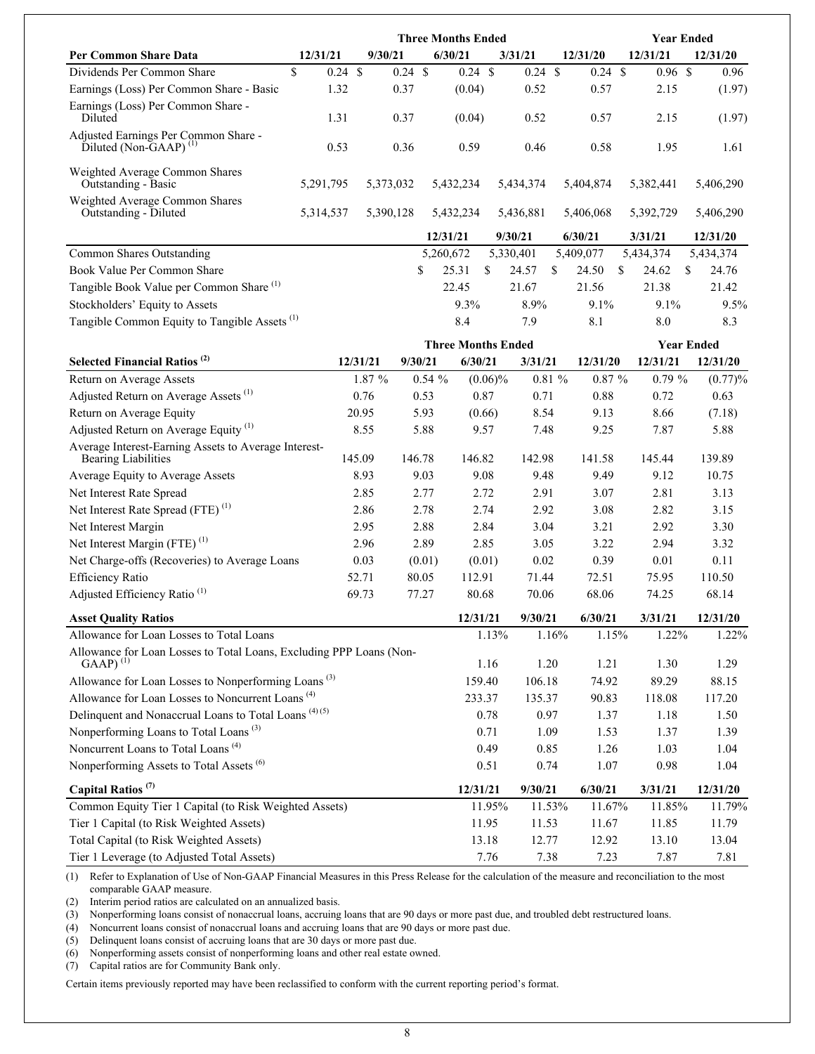| Per Common Share Data | Three Months Ended 12/31/21 | 9/30/21 | 6/30/21 | 3/31/21 | 12/31/20 | Year Ended 12/31/21 | 12/31/20 |
|---|---|---|---|---|---|---|---|
| Dividends Per Common Share | $ 0.24 | $ 0.24 | $ 0.24 | $ 0.24 | $ 0.24 | $ 0.96 | $ 0.96 |
| Earnings (Loss) Per Common Share - Basic | 1.32 | 0.37 | (0.04) | 0.52 | 0.57 | 2.15 | (1.97) |
| Earnings (Loss) Per Common Share - Diluted | 1.31 | 0.37 | (0.04) | 0.52 | 0.57 | 2.15 | (1.97) |
| Adjusted Earnings Per Common Share - Diluted (Non-GAAP) [(1)] | 0.53 | 0.36 | 0.59 | 0.46 | 0.58 | 1.95 | 1.61 |
| Weighted Average Common Shares Outstanding - Basic | 5,291,795 | 5,373,032 | 5,432,234 | 5,434,374 | 5,404,874 | 5,382,441 | 5,406,290 |
| Weighted Average Common Shares Outstanding - Diluted | 5,314,537 | 5,390,128 | 5,432,234 | 5,436,881 | 5,406,068 | 5,392,729 | 5,406,290 |

| | 12/31/21 | 9/30/21 | 6/30/21 | 3/31/21 | 12/31/20 |
|---|---|---|---|---|---|
| Common Shares Outstanding | 5,260,672 | 5,330,401 | 5,409,077 | 5,434,374 | 5,434,374 |
| Book Value Per Common Share | $ 25.31 | $ 24.57 | $ 24.50 | $ 24.62 | $ 24.76 |
| Tangible Book Value per Common Share [(1)] | 22.45 | 21.67 | 21.56 | 21.38 | 21.42 |
| Stockholders' Equity to Assets | 9.3% | 8.9% | 9.1% | 9.1% | 9.5% |
| Tangible Common Equity to Tangible Assets [(1)] | 8.4 | 7.9 | 8.1 | 8.0 | 8.3 |

| Selected Financial Ratios [(2)] | Three Months Ended 12/31/21 | 9/30/21 | 6/30/21 | 3/31/21 | 12/31/20 | Year Ended 12/31/21 | 12/31/20 |
|---|---|---|---|---|---|---|---|
| Return on Average Assets | 1.87 % | 0.54 % | (0.06)% | 0.81 % | 0.87 % | 0.79 % | (0.77)% |
| Adjusted Return on Average Assets [(1)] | 0.76 | 0.53 | 0.87 | 0.71 | 0.88 | 0.72 | 0.63 |
| Return on Average Equity | 20.95 | 5.93 | (0.66) | 8.54 | 9.13 | 8.66 | (7.18) |
| Adjusted Return on Average Equity [(1)] | 8.55 | 5.88 | 9.57 | 7.48 | 9.25 | 7.87 | 5.88 |
| Average Interest-Earning Assets to Average Interest-Bearing Liabilities | 145.09 | 146.78 | 146.82 | 142.98 | 141.58 | 145.44 | 139.89 |
| Average Equity to Average Assets | 8.93 | 9.03 | 9.08 | 9.48 | 9.49 | 9.12 | 10.75 |
| Net Interest Rate Spread | 2.85 | 2.77 | 2.72 | 2.91 | 3.07 | 2.81 | 3.13 |
| Net Interest Rate Spread (FTE) [(1)] | 2.86 | 2.78 | 2.74 | 2.92 | 3.08 | 2.82 | 3.15 |
| Net Interest Margin | 2.95 | 2.88 | 2.84 | 3.04 | 3.21 | 2.92 | 3.30 |
| Net Interest Margin (FTE) [(1)] | 2.96 | 2.89 | 2.85 | 3.05 | 3.22 | 2.94 | 3.32 |
| Net Charge-offs (Recoveries) to Average Loans | 0.03 | (0.01) | (0.01) | 0.02 | 0.39 | 0.01 | 0.11 |
| Efficiency Ratio | 52.71 | 80.05 | 112.91 | 71.44 | 72.51 | 75.95 | 110.50 |
| Adjusted Efficiency Ratio [(1)] | 69.73 | 77.27 | 80.68 | 70.06 | 68.06 | 74.25 | 68.14 |

| Asset Quality Ratios | 12/31/21 | 9/30/21 | 6/30/21 | 3/31/21 | 12/31/20 |
|---|---|---|---|---|---|
| Allowance for Loan Losses to Total Loans | 1.13% | 1.16% | 1.15% | 1.22% | 1.22% |
| Allowance for Loan Losses to Total Loans, Excluding PPP Loans (Non-GAAP) [(1)] | 1.16 | 1.20 | 1.21 | 1.30 | 1.29 |
| Allowance for Loan Losses to Nonperforming Loans [(3)] | 159.40 | 106.18 | 74.92 | 89.29 | 88.15 |
| Allowance for Loan Losses to Noncurrent Loans [(4)] | 233.37 | 135.37 | 90.83 | 118.08 | 117.20 |
| Delinquent and Nonaccrual Loans to Total Loans [(4)(5)] | 0.78 | 0.97 | 1.37 | 1.18 | 1.50 |
| Nonperforming Loans to Total Loans [(3)] | 0.71 | 1.09 | 1.53 | 1.37 | 1.39 |
| Noncurrent Loans to Total Loans [(4)] | 0.49 | 0.85 | 1.26 | 1.03 | 1.04 |
| Nonperforming Assets to Total Assets [(6)] | 0.51 | 0.74 | 1.07 | 0.98 | 1.04 |

| Capital Ratios [(7)] | 12/31/21 | 9/30/21 | 6/30/21 | 3/31/21 | 12/31/20 |
|---|---|---|---|---|---|
| Common Equity Tier 1 Capital (to Risk Weighted Assets) | 11.95% | 11.53% | 11.67% | 11.85% | 11.79% |
| Tier 1 Capital (to Risk Weighted Assets) | 11.95 | 11.53 | 11.67 | 11.85 | 11.79 |
| Total Capital (to Risk Weighted Assets) | 13.18 | 12.77 | 12.92 | 13.10 | 13.04 |
| Tier 1 Leverage (to Adjusted Total Assets) | 7.76 | 7.38 | 7.23 | 7.87 | 7.81 |

(1) Refer to Explanation of Use of Non-GAAP Financial Measures in this Press Release for the calculation of the measure and reconciliation to the most comparable GAAP measure.
(2) Interim period ratios are calculated on an annualized basis.
(3) Nonperforming loans consist of nonaccrual loans, accruing loans that are 90 days or more past due, and troubled debt restructured loans.
(4) Noncurrent loans consist of nonaccrual loans and accruing loans that are 90 days or more past due.
(5) Delinquent loans consist of accruing loans that are 30 days or more past due.
(6) Nonperforming assets consist of nonperforming loans and other real estate owned.
(7) Capital ratios are for Community Bank only.

Certain items previously reported may have been reclassified to conform with the current reporting period's format.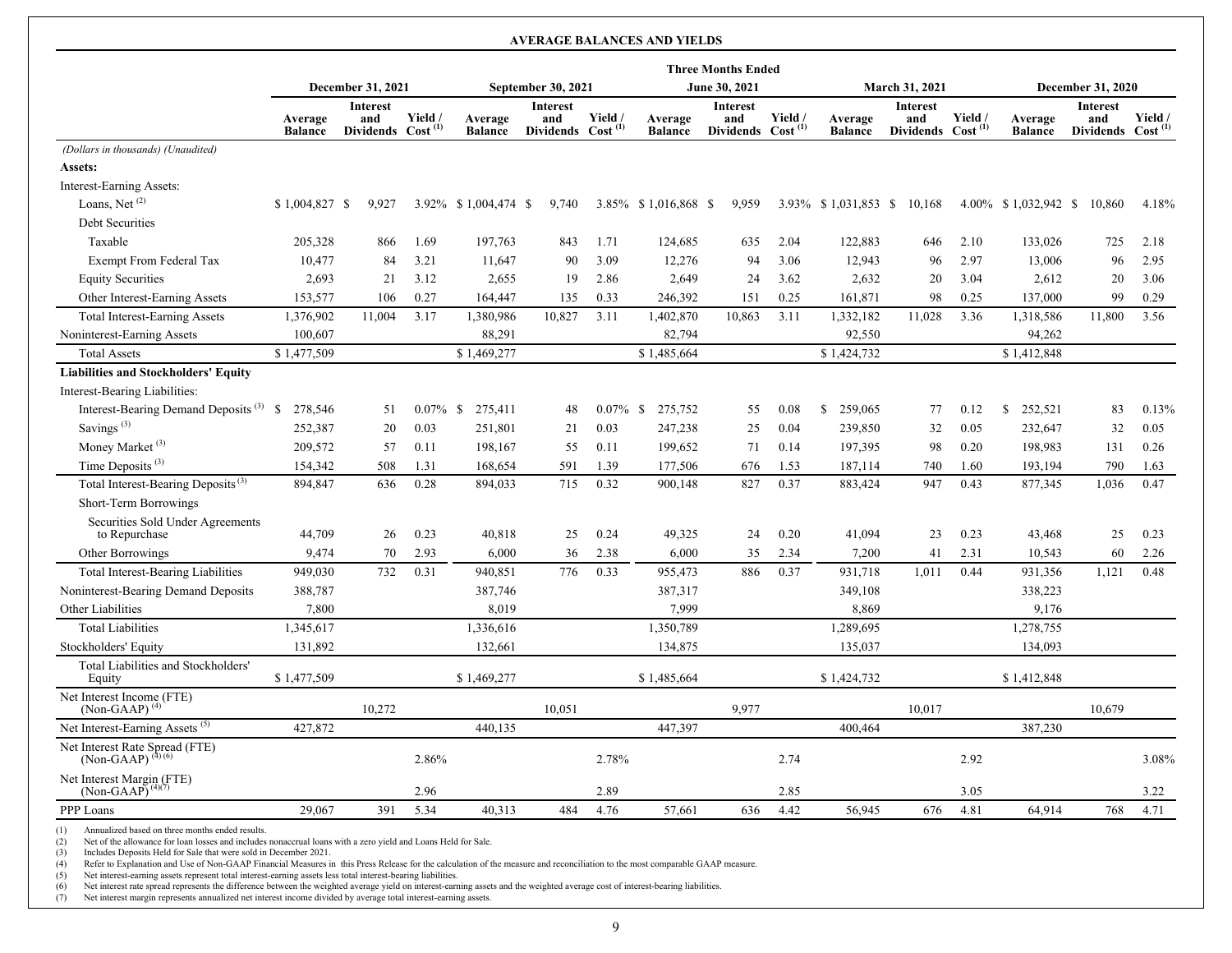## AVERAGE BALANCES AND YIELDS

| | Three Months Ended | | | | | | | | | | | | | | |
|---|---|---|---|---|---|---|---|---|---|---|---|---|---|---|---|
| | December 31, 2021 | | | September 30, 2021 | | | June 30, 2021 | | | March 31, 2021 | | | December 31, 2020 | | |
| | Average Balance | Interest and Dividends | Yield / Cost [(1)] | Average Balance | Interest and Dividends | Yield / Cost [(1)] | Average Balance | Interest and Dividends | Yield / Cost [(1)] | Average Balance | Interest and Dividends | Yield / Cost [(1)] | Average Balance | Interest and Dividends | Yield / Cost [(1)] |
| *(Dollars in thousands) (Unaudited)* | | | | | | | | | | | | | | | |
| **Assets:** | | | | | | | | | | | | | | | |
| Interest-Earning Assets: | | | | | | | | | | | | | | | |
| Loans, Net [(2)] | $ 1,004,827 | $ 9,927 | 3.92% | $ 1,004,474 | $ 9,740 | 3.85% | $ 1,016,868 | $ 9,959 | 3.93% | $ 1,031,853 | $ 10,168 | 4.00% | $ 1,032,942 | $ 10,860 | 4.18% |
| Debt Securities | | | | | | | | | | | | | | | |
| Taxable | 205,328 | 866 | 1.69 | 197,763 | 843 | 1.71 | 124,685 | 635 | 2.04 | 122,883 | 646 | 2.10 | 133,026 | 725 | 2.18 |
| Exempt From Federal Tax | 10,477 | 84 | 3.21 | 11,647 | 90 | 3.09 | 12,276 | 94 | 3.06 | 12,943 | 96 | 2.97 | 13,006 | 96 | 2.95 |
| Equity Securities | 2,693 | 21 | 3.12 | 2,655 | 19 | 2.86 | 2,649 | 24 | 3.62 | 2,632 | 20 | 3.04 | 2,612 | 20 | 3.06 |
| Other Interest-Earning Assets | 153,577 | 106 | 0.27 | 164,447 | 135 | 0.33 | 246,392 | 151 | 0.25 | 161,871 | 98 | 0.25 | 137,000 | 99 | 0.29 |
| Total Interest-Earning Assets | 1,376,902 | 11,004 | 3.17 | 1,380,986 | 10,827 | 3.11 | 1,402,870 | 10,863 | 3.11 | 1,332,182 | 11,028 | 3.36 | 1,318,586 | 11,800 | 3.56 |
| Noninterest-Earning Assets | 100,607 | | | 88,291 | | | 82,794 | | | 92,550 | | | 94,262 | | |
| Total Assets | $ 1,477,509 | | | $ 1,469,277 | | | $ 1,485,664 | | | $ 1,424,732 | | | $ 1,412,848 | | |
| **Liabilities and Stockholders' Equity** | | | | | | | | | | | | | | | |
| Interest-Bearing Liabilities: | | | | | | | | | | | | | | | |
| Interest-Bearing Demand Deposits [(3)] | $ 278,546 | 51 | 0.07% | $ 275,411 | 48 | 0.07% | $ 275,752 | 55 | 0.08 | $ 259,065 | 77 | 0.12 | $ 252,521 | 83 | 0.13% |
| Savings [(3)] | 252,387 | 20 | 0.03 | 251,801 | 21 | 0.03 | 247,238 | 25 | 0.04 | 239,850 | 32 | 0.05 | 232,647 | 32 | 0.05 |
| Money Market [(3)] | 209,572 | 57 | 0.11 | 198,167 | 55 | 0.11 | 199,652 | 71 | 0.14 | 197,395 | 98 | 0.20 | 198,983 | 131 | 0.26 |
| Time Deposits [(3)] | 154,342 | 508 | 1.31 | 168,654 | 591 | 1.39 | 177,506 | 676 | 1.53 | 187,114 | 740 | 1.60 | 193,194 | 790 | 1.63 |
| Total Interest-Bearing Deposits [(3)] | 894,847 | 636 | 0.28 | 894,033 | 715 | 0.32 | 900,148 | 827 | 0.37 | 883,424 | 947 | 0.43 | 877,345 | 1,036 | 0.47 |
| Short-Term Borrowings | | | | | | | | | | | | | | | |
| Securities Sold Under Agreements to Repurchase | 44,709 | 26 | 0.23 | 40,818 | 25 | 0.24 | 49,325 | 24 | 0.20 | 41,094 | 23 | 0.23 | 43,468 | 25 | 0.23 |
| Other Borrowings | 9,474 | 70 | 2.93 | 6,000 | 36 | 2.38 | 6,000 | 35 | 2.34 | 7,200 | 41 | 2.31 | 10,543 | 60 | 2.26 |
| Total Interest-Bearing Liabilities | 949,030 | 732 | 0.31 | 940,851 | 776 | 0.33 | 955,473 | 886 | 0.37 | 931,718 | 1,011 | 0.44 | 931,356 | 1,121 | 0.48 |
| Noninterest-Bearing Demand Deposits | 388,787 | | | 387,746 | | | 387,317 | | | 349,108 | | | 338,223 | | |
| Other Liabilities | 7,800 | | | 8,019 | | | 7,999 | | | 8,869 | | | 9,176 | | |
| Total Liabilities | 1,345,617 | | | 1,336,616 | | | 1,350,789 | | | 1,289,695 | | | 1,278,755 | | |
| Stockholders' Equity | 131,892 | | | 132,661 | | | 134,875 | | | 135,037 | | | 134,093 | | |
| Total Liabilities and Stockholders' Equity | $ 1,477,509 | | | $ 1,469,277 | | | $ 1,485,664 | | | $ 1,424,732 | | | $ 1,412,848 | | |
| Net Interest Income (FTE) (Non-GAAP) [(4)] | | 10,272 | | | 10,051 | | | 9,977 | | | 10,017 | | | 10,679 | |
| Net Interest-Earning Assets [(5)] | 427,872 | | | 440,135 | | | 447,397 | | | 400,464 | | | 387,230 | | |
| Net Interest Rate Spread (FTE) (Non-GAAP) [(4)(6)] | | | 2.86% | | | 2.78% | | | 2.74 | | | 2.92 | | | 3.08% |
| Net Interest Margin (FTE) (Non-GAAP) [(4)(7)] | | | 2.96 | | | 2.89 | | | 2.85 | | | 3.05 | | | 3.22 |
| PPP Loans | 29,067 | 391 | 5.34 | 40,313 | 484 | 4.76 | 57,661 | 636 | 4.42 | 56,945 | 676 | 4.81 | 64,914 | 768 | 4.71 |

(1) Annualized based on three months ended results.
(2) Net of the allowance for loan losses and includes nonaccrual loans with a zero yield and Loans Held for Sale.
(3) Includes Deposits Held for Sale that were sold in December 2021.
(4) Refer to Explanation and Use of Non-GAAP Financial Measures in this Press Release for the calculation of the measure and reconciliation to the most comparable GAAP measure.
(5) Net interest-earning assets represent total interest-earning assets less total interest-bearing liabilities.
(6) Net interest rate spread represents the difference between the weighted average yield on interest-earning assets and the weighted average cost of interest-bearing liabilities.
(7) Net interest margin represents annualized net interest income divided by average total interest-earning assets.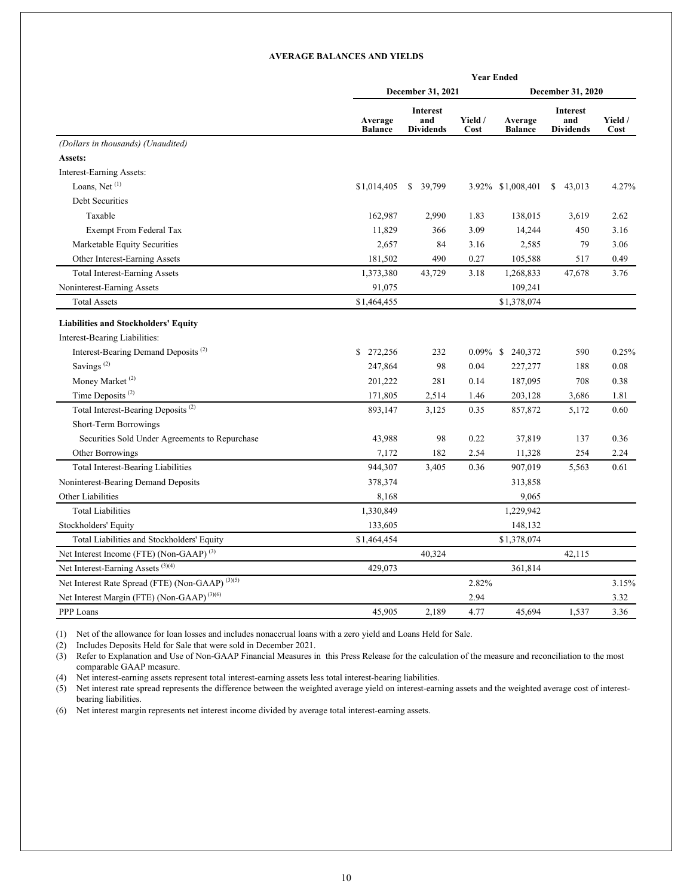**AVERAGE BALANCES AND YIELDS**

| | Year Ended | | | | | |
|---|---|---|---|---|---|---|
| | December 31, 2021 | | | December 31, 2020 | | |
| | Average Balance | Interest and Dividends | Yield / Cost | Average Balance | Interest and Dividends | Yield / Cost |
| *(Dollars in thousands) (Unaudited)* | | | | | | |
| **Assets:** | | | | | | |
| Interest-Earning Assets: | | | | | | |
| Loans, Net [1] | $1,014,405 | $ 39,799 | 3.92% | $1,008,401 | $ 43,013 | 4.27% |
| Debt Securities | | | | | | |
| Taxable | 162,987 | 2,990 | 1.83 | 138,015 | 3,619 | 2.62 |
| Exempt From Federal Tax | 11,829 | 366 | 3.09 | 14,244 | 450 | 3.16 |
| Marketable Equity Securities | 2,657 | 84 | 3.16 | 2,585 | 79 | 3.06 |
| Other Interest-Earning Assets | 181,502 | 490 | 0.27 | 105,588 | 517 | 0.49 |
| Total Interest-Earning Assets | 1,373,380 | 43,729 | 3.18 | 1,268,833 | 47,678 | 3.76 |
| Noninterest-Earning Assets | 91,075 | | | 109,241 | | |
| Total Assets | $1,464,455 | | | $1,378,074 | | |
| **Liabilities and Stockholders' Equity** | | | | | | |
| Interest-Bearing Liabilities: | | | | | | |
| Interest-Bearing Demand Deposits [2] | $ 272,256 | 232 | 0.09% | $ 240,372 | 590 | 0.25% |
| Savings [2] | 247,864 | 98 | 0.04 | 227,277 | 188 | 0.08 |
| Money Market [2] | 201,222 | 281 | 0.14 | 187,095 | 708 | 0.38 |
| Time Deposits [2] | 171,805 | 2,514 | 1.46 | 203,128 | 3,686 | 1.81 |
| Total Interest-Bearing Deposits [2] | 893,147 | 3,125 | 0.35 | 857,872 | 5,172 | 0.60 |
| Short-Term Borrowings | | | | | | |
| Securities Sold Under Agreements to Repurchase | 43,988 | 98 | 0.22 | 37,819 | 137 | 0.36 |
| Other Borrowings | 7,172 | 182 | 2.54 | 11,328 | 254 | 2.24 |
| Total Interest-Bearing Liabilities | 944,307 | 3,405 | 0.36 | 907,019 | 5,563 | 0.61 |
| Noninterest-Bearing Demand Deposits | 378,374 | | | 313,858 | | |
| Other Liabilities | 8,168 | | | 9,065 | | |
| Total Liabilities | 1,330,849 | | | 1,229,942 | | |
| Stockholders' Equity | 133,605 | | | 148,132 | | |
| Total Liabilities and Stockholders' Equity | $1,464,454 | | | $1,378,074 | | |
| Net Interest Income (FTE) (Non-GAAP) [3] | | 40,324 | | | 42,115 | |
| Net Interest-Earning Assets [3][4] | 429,073 | | | 361,814 | | |
| Net Interest Rate Spread (FTE) (Non-GAAP) [3][5] | | | 2.82% | | | 3.15% |
| Net Interest Margin (FTE) (Non-GAAP) [3][6] | | | 2.94 | | | 3.32 |
| PPP Loans | 45,905 | 2,189 | 4.77 | 45,694 | 1,537 | 3.36 |

(1) Net of the allowance for loan losses and includes nonaccrual loans with a zero yield and Loans Held for Sale.

(2) Includes Deposits Held for Sale that were sold in December 2021.

(3) Refer to Explanation and Use of Non-GAAP Financial Measures in this Press Release for the calculation of the measure and reconciliation to the most comparable GAAP measure.

(4) Net interest-earning assets represent total interest-earning assets less total interest-bearing liabilities.

(5) Net interest rate spread represents the difference between the weighted average yield on interest-earning assets and the weighted average cost of interest-bearing liabilities.

(6) Net interest margin represents net interest income divided by average total interest-earning assets.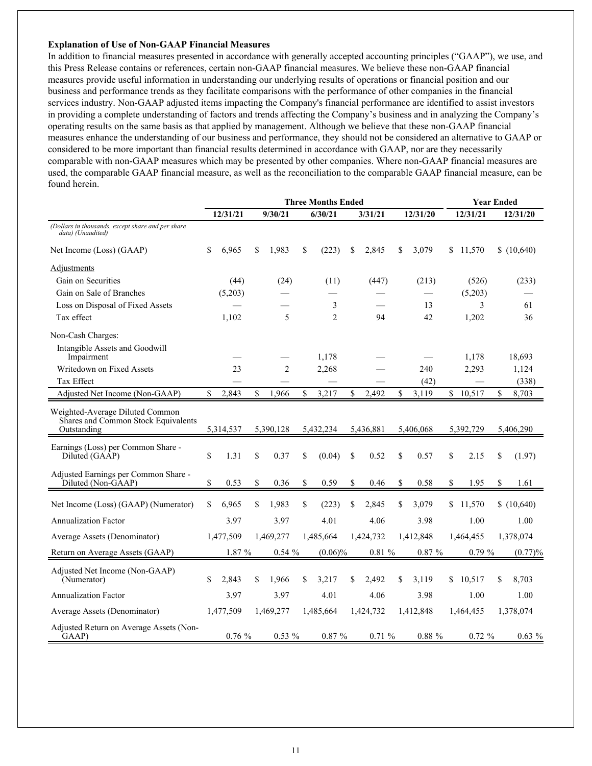**Explanation of Use of Non-GAAP Financial Measures**

In addition to financial measures presented in accordance with generally accepted accounting principles ("GAAP"), we use, and this Press Release contains or references, certain non-GAAP financial measures. We believe these non-GAAP financial measures provide useful information in understanding our underlying results of operations or financial position and our business and performance trends as they facilitate comparisons with the performance of other companies in the financial services industry. Non-GAAP adjusted items impacting the Company's financial performance are identified to assist investors in providing a complete understanding of factors and trends affecting the Company's business and in analyzing the Company's operating results on the same basis as that applied by management. Although we believe that these non-GAAP financial measures enhance the understanding of our business and performance, they should not be considered an alternative to GAAP or considered to be more important than financial results determined in accordance with GAAP, nor are they necessarily comparable with non-GAAP measures which may be presented by other companies. Where non-GAAP financial measures are used, the comparable GAAP financial measure, as well as the reconciliation to the comparable GAAP financial measure, can be found herein.

| | Three Months Ended | | | | | Year Ended | |
|---|---|---|---|---|---|---|---|
| | 12/31/21 | 9/30/21 | 6/30/21 | 3/31/21 | 12/31/20 | 12/31/21 | 12/31/20 |
| *(Dollars in thousands, except share and per share data) (Unaudited)* | | | | | | | |
| Net Income (Loss) (GAAP) | $ 6,965 | $ 1,983 | $ (223) | $ 2,845 | $ 3,079 | $ 11,570 | $ (10,640) |
| Adjustments | | | | | | | |
| Gain on Securities | (44) | (24) | (11) | (447) | (213) | (526) | (233) |
| Gain on Sale of Branches | (5,203) | — | — | — | — | (5,203) | — |
| Loss on Disposal of Fixed Assets | — | — | 3 | — | 13 | 3 | 61 |
| Tax effect | 1,102 | 5 | 2 | 94 | 42 | 1,202 | 36 |
| Non-Cash Charges: | | | | | | | |
| Intangible Assets and Goodwill Impairment | — | — | 1,178 | — | — | 1,178 | 18,693 |
| Writedown on Fixed Assets | 23 | 2 | 2,268 | — | 240 | 2,293 | 1,124 |
| Tax Effect | — | — | — | — | (42) | — | (338) |
| Adjusted Net Income (Non-GAAP) | $ 2,843 | $ 1,966 | $ 3,217 | $ 2,492 | $ 3,119 | $ 10,517 | $ 8,703 |
| Weighted-Average Diluted Common Shares and Common Stock Equivalents Outstanding | 5,314,537 | 5,390,128 | 5,432,234 | 5,436,881 | 5,406,068 | 5,392,729 | 5,406,290 |
| Earnings (Loss) per Common Share - Diluted (GAAP) | $ 1.31 | $ 0.37 | $ (0.04) | $ 0.52 | $ 0.57 | $ 2.15 | $ (1.97) |
| Adjusted Earnings per Common Share - Diluted (Non-GAAP) | $ 0.53 | $ 0.36 | $ 0.59 | $ 0.46 | $ 0.58 | $ 1.95 | $ 1.61 |
| Net Income (Loss) (GAAP) (Numerator) | $ 6,965 | $ 1,983 | $ (223) | $ 2,845 | $ 3,079 | $ 11,570 | $ (10,640) |
| Annualization Factor | 3.97 | 3.97 | 4.01 | 4.06 | 3.98 | 1.00 | 1.00 |
| Average Assets (Denominator) | 1,477,509 | 1,469,277 | 1,485,664 | 1,424,732 | 1,412,848 | 1,464,455 | 1,378,074 |
| Return on Average Assets (GAAP) | 1.87 % | 0.54 % | (0.06)% | 0.81 % | 0.87 % | 0.79 % | (0.77)% |
| Adjusted Net Income (Non-GAAP) (Numerator) | $ 2,843 | $ 1,966 | $ 3,217 | $ 2,492 | $ 3,119 | $ 10,517 | $ 8,703 |
| Annualization Factor | 3.97 | 3.97 | 4.01 | 4.06 | 3.98 | 1.00 | 1.00 |
| Average Assets (Denominator) | 1,477,509 | 1,469,277 | 1,485,664 | 1,424,732 | 1,412,848 | 1,464,455 | 1,378,074 |
| Adjusted Return on Average Assets (Non-GAAP) | 0.76 % | 0.53 % | 0.87 % | 0.71 % | 0.88 % | 0.72 % | 0.63 % |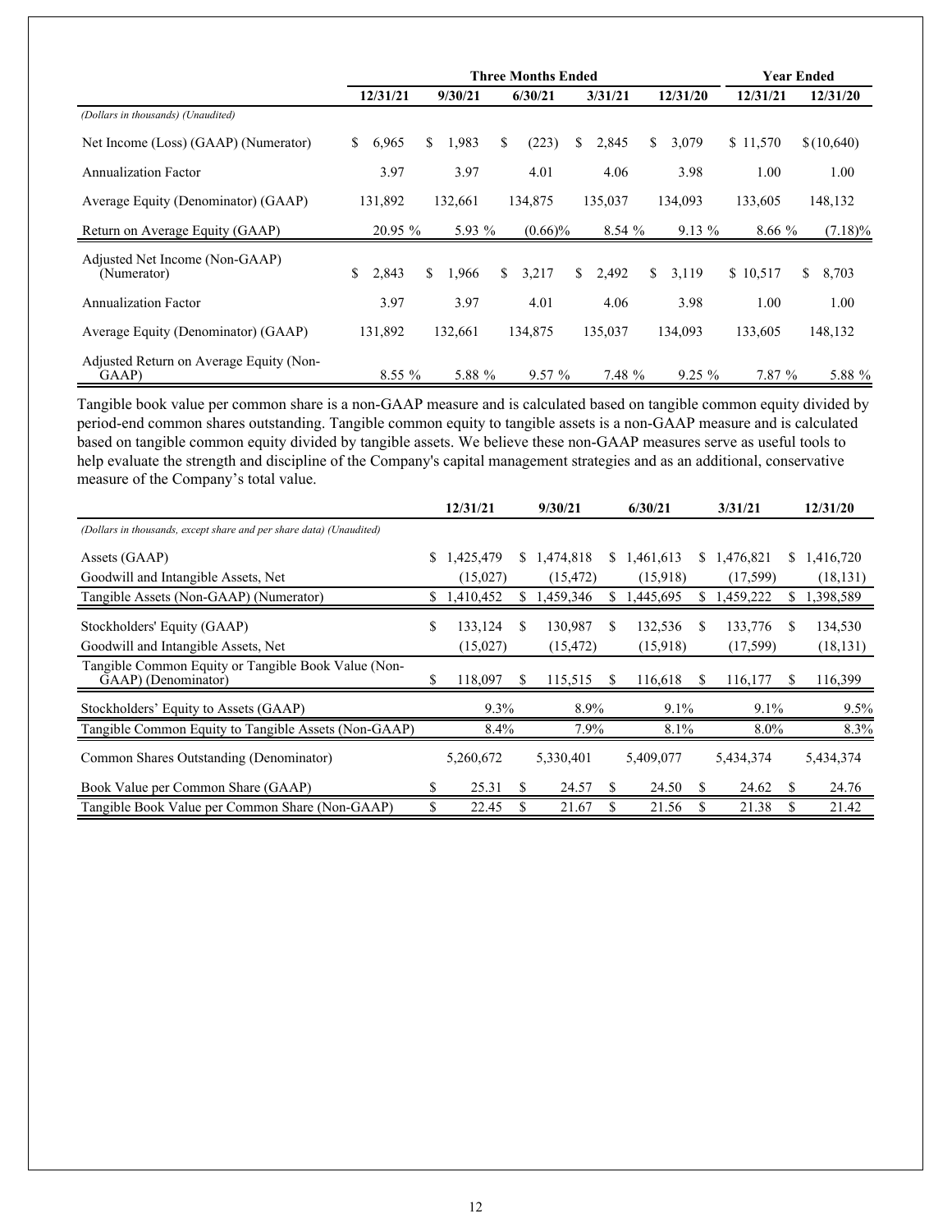| | Three Months Ended | | | | | Year Ended | |
|---|---|---|---|---|---|---|---|
| | 12/31/21 | 9/30/21 | 6/30/21 | 3/31/21 | 12/31/20 | 12/31/21 | 12/31/20 |
| *(Dollars in thousands) (Unaudited)* | | | | | | | |
| Net Income (Loss) (GAAP) (Numerator) | $ 6,965 | $ 1,983 | $ (223) | $ 2,845 | $ 3,079 | $ 11,570 | $ (10,640) |
| Annualization Factor | 3.97 | 3.97 | 4.01 | 4.06 | 3.98 | 1.00 | 1.00 |
| Average Equity (Denominator) (GAAP) | 131,892 | 132,661 | 134,875 | 135,037 | 134,093 | 133,605 | 148,132 |
| Return on Average Equity (GAAP) | 20.95 % | 5.93 % | (0.66)% | 8.54 % | 9.13 % | 8.66 % | (7.18)% |
| Adjusted Net Income (Non-GAAP) (Numerator) | $ 2,843 | $ 1,966 | $ 3,217 | $ 2,492 | $ 3,119 | $ 10,517 | $ 8,703 |
| Annualization Factor | 3.97 | 3.97 | 4.01 | 4.06 | 3.98 | 1.00 | 1.00 |
| Average Equity (Denominator) (GAAP) | 131,892 | 132,661 | 134,875 | 135,037 | 134,093 | 133,605 | 148,132 |
| Adjusted Return on Average Equity (Non-GAAP) | 8.55 % | 5.88 % | 9.57 % | 7.48 % | 9.25 % | 7.87 % | 5.88 % |

Tangible book value per common share is a non-GAAP measure and is calculated based on tangible common equity divided by period-end common shares outstanding. Tangible common equity to tangible assets is a non-GAAP measure and is calculated based on tangible common equity divided by tangible assets. We believe these non-GAAP measures serve as useful tools to help evaluate the strength and discipline of the Company's capital management strategies and as an additional, conservative measure of the Company's total value.

| | 12/31/21 | 9/30/21 | 6/30/21 | 3/31/21 | 12/31/20 |
|---|---|---|---|---|---|
| *(Dollars in thousands, except share and per share data) (Unaudited)* | | | | | |
| Assets (GAAP) | $ 1,425,479 | $ 1,474,818 | $ 1,461,613 | $ 1,476,821 | $ 1,416,720 |
| Goodwill and Intangible Assets, Net | (15,027) | (15,472) | (15,918) | (17,599) | (18,131) |
| Tangible Assets (Non-GAAP) (Numerator) | $ 1,410,452 | $ 1,459,346 | $ 1,445,695 | $ 1,459,222 | $ 1,398,589 |
| Stockholders' Equity (GAAP) | $ 133,124 | $ 130,987 | $ 132,536 | $ 133,776 | $ 134,530 |
| Goodwill and Intangible Assets, Net | (15,027) | (15,472) | (15,918) | (17,599) | (18,131) |
| Tangible Common Equity or Tangible Book Value (Non-GAAP) (Denominator) | $ 118,097 | $ 115,515 | $ 116,618 | $ 116,177 | $ 116,399 |
| Stockholders' Equity to Assets (GAAP) | 9.3% | 8.9% | 9.1% | 9.1% | 9.5% |
| Tangible Common Equity to Tangible Assets (Non-GAAP) | 8.4% | 7.9% | 8.1% | 8.0% | 8.3% |
| Common Shares Outstanding (Denominator) | 5,260,672 | 5,330,401 | 5,409,077 | 5,434,374 | 5,434,374 |
| Book Value per Common Share (GAAP) | $ 25.31 | $ 24.57 | $ 24.50 | $ 24.62 | $ 24.76 |
| Tangible Book Value per Common Share (Non-GAAP) | $ 22.45 | $ 21.67 | $ 21.56 | $ 21.38 | $ 21.42 |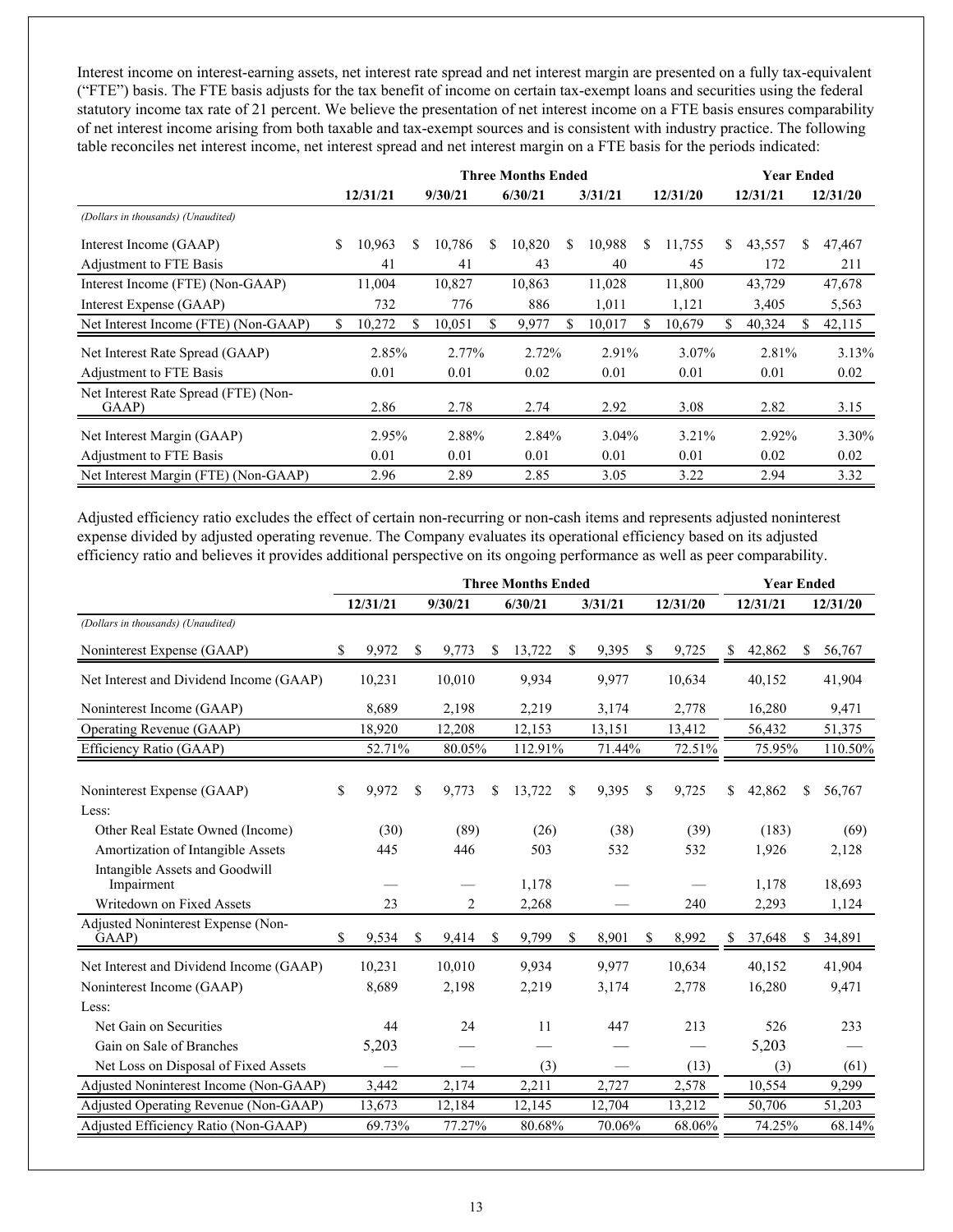Interest income on interest-earning assets, net interest rate spread and net interest margin are presented on a fully tax-equivalent ("FTE") basis. The FTE basis adjusts for the tax benefit of income on certain tax-exempt loans and securities using the federal statutory income tax rate of 21 percent. We believe the presentation of net interest income on a FTE basis ensures comparability of net interest income arising from both taxable and tax-exempt sources and is consistent with industry practice. The following table reconciles net interest income, net interest spread and net interest margin on a FTE basis for the periods indicated:

| | Three Months Ended | | | | | Year Ended | |
|---|---|---|---|---|---|---|---|
| | 12/31/21 | 9/30/21 | 6/30/21 | 3/31/21 | 12/31/20 | 12/31/21 | 12/31/20 |
| *(Dollars in thousands) (Unaudited)* | | | | | | | |
| Interest Income (GAAP) | $ 10,963 | $ 10,786 | $ 10,820 | $ 10,988 | $ 11,755 | $ 43,557 | $ 47,467 |
| Adjustment to FTE Basis | 41 | 41 | 43 | 40 | 45 | 172 | 211 |
| Interest Income (FTE) (Non-GAAP) | 11,004 | 10,827 | 10,863 | 11,028 | 11,800 | 43,729 | 47,678 |
| Interest Expense (GAAP) | 732 | 776 | 886 | 1,011 | 1,121 | 3,405 | 5,563 |
| Net Interest Income (FTE) (Non-GAAP) | $ 10,272 | $ 10,051 | $ 9,977 | $ 10,017 | $ 10,679 | $ 40,324 | $ 42,115 |
| Net Interest Rate Spread (GAAP) | 2.85% | 2.77% | 2.72% | 2.91% | 3.07% | 2.81% | 3.13% |
| Adjustment to FTE Basis | 0.01 | 0.01 | 0.02 | 0.01 | 0.01 | 0.01 | 0.02 |
| Net Interest Rate Spread (FTE) (Non-GAAP) | 2.86 | 2.78 | 2.74 | 2.92 | 3.08 | 2.82 | 3.15 |
| Net Interest Margin (GAAP) | 2.95% | 2.88% | 2.84% | 3.04% | 3.21% | 2.92% | 3.30% |
| Adjustment to FTE Basis | 0.01 | 0.01 | 0.01 | 0.01 | 0.01 | 0.02 | 0.02 |
| Net Interest Margin (FTE) (Non-GAAP) | 2.96 | 2.89 | 2.85 | 3.05 | 3.22 | 2.94 | 3.32 |

Adjusted efficiency ratio excludes the effect of certain non-recurring or non-cash items and represents adjusted noninterest expense divided by adjusted operating revenue. The Company evaluates its operational efficiency based on its adjusted efficiency ratio and believes it provides additional perspective on its ongoing performance as well as peer comparability.

| | Three Months Ended | | | | | Year Ended | |
|---|---|---|---|---|---|---|---|
| | 12/31/21 | 9/30/21 | 6/30/21 | 3/31/21 | 12/31/20 | 12/31/21 | 12/31/20 |
| *(Dollars in thousands) (Unaudited)* | | | | | | | |
| Noninterest Expense (GAAP) | $ 9,972 | $ 9,773 | $ 13,722 | $ 9,395 | $ 9,725 | $ 42,862 | $ 56,767 |
| Net Interest and Dividend Income (GAAP) | 10,231 | 10,010 | 9,934 | 9,977 | 10,634 | 40,152 | 41,904 |
| Noninterest Income (GAAP) | 8,689 | 2,198 | 2,219 | 3,174 | 2,778 | 16,280 | 9,471 |
| Operating Revenue (GAAP) | 18,920 | 12,208 | 12,153 | 13,151 | 13,412 | 56,432 | 51,375 |
| Efficiency Ratio (GAAP) | 52.71% | 80.05% | 112.91% | 71.44% | 72.51% | 75.95% | 110.50% |
| | | | | | | | |
| Noninterest Expense (GAAP) | $ 9,972 | $ 9,773 | $ 13,722 | $ 9,395 | $ 9,725 | $ 42,862 | $ 56,767 |
| Less: | | | | | | | |
| Other Real Estate Owned (Income) | (30) | (89) | (26) | (38) | (39) | (183) | (69) |
| Amortization of Intangible Assets | 445 | 446 | 503 | 532 | 532 | 1,926 | 2,128 |
| Intangible Assets and Goodwill Impairment | — | — | 1,178 | — | — | 1,178 | 18,693 |
| Writedown on Fixed Assets | 23 | 2 | 2,268 | — | 240 | 2,293 | 1,124 |
| Adjusted Noninterest Expense (Non-GAAP) | $ 9,534 | $ 9,414 | $ 9,799 | $ 8,901 | $ 8,992 | $ 37,648 | $ 34,891 |
| Net Interest and Dividend Income (GAAP) | 10,231 | 10,010 | 9,934 | 9,977 | 10,634 | 40,152 | 41,904 |
| Noninterest Income (GAAP) | 8,689 | 2,198 | 2,219 | 3,174 | 2,778 | 16,280 | 9,471 |
| Less: | | | | | | | |
| Net Gain on Securities | 44 | 24 | 11 | 447 | 213 | 526 | 233 |
| Gain on Sale of Branches | 5,203 | — | — | — | — | 5,203 | — |
| Net Loss on Disposal of Fixed Assets | — | — | (3) | — | (13) | (3) | (61) |
| Adjusted Noninterest Income (Non-GAAP) | 3,442 | 2,174 | 2,211 | 2,727 | 2,578 | 10,554 | 9,299 |
| Adjusted Operating Revenue (Non-GAAP) | 13,673 | 12,184 | 12,145 | 12,704 | 13,212 | 50,706 | 51,203 |
| Adjusted Efficiency Ratio (Non-GAAP) | 69.73% | 77.27% | 80.68% | 70.06% | 68.06% | 74.25% | 68.14% |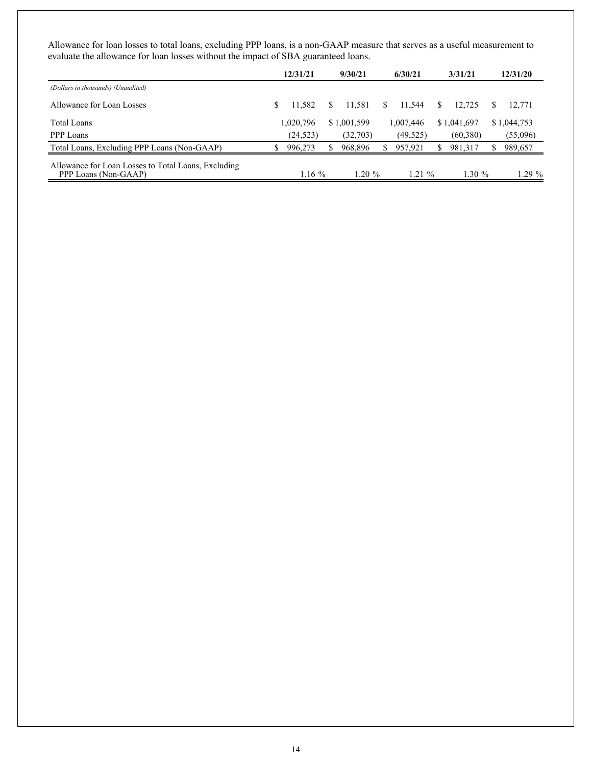Allowance for loan losses to total loans, excluding PPP loans, is a non-GAAP measure that serves as a useful measurement to evaluate the allowance for loan losses without the impact of SBA guaranteed loans.

| | 12/31/21 | 9/30/21 | 6/30/21 | 3/31/21 | 12/31/20 |
|---|---|---|---|---|---|
| *(Dollars in thousands) (Unaudited)* | | | | | |
| Allowance for Loan Losses | $ 11,582 | $ 11,581 | $ 11,544 | $ 12,725 | $ 12,771 |
| Total Loans | 1,020,796 | $ 1,001,599 | 1,007,446 | $ 1,041,697 | $ 1,044,753 |
| PPP Loans | (24,523) | (32,703) | (49,525) | (60,380) | (55,096) |
| Total Loans, Excluding PPP Loans (Non-GAAP) | $ 996,273 | $ 968,896 | $ 957,921 | $ 981,317 | $ 989,657 |
| Allowance for Loan Losses to Total Loans, Excluding PPP Loans (Non-GAAP) | 1.16 % | 1.20 % | 1.21 % | 1.30 % | 1.29 % |